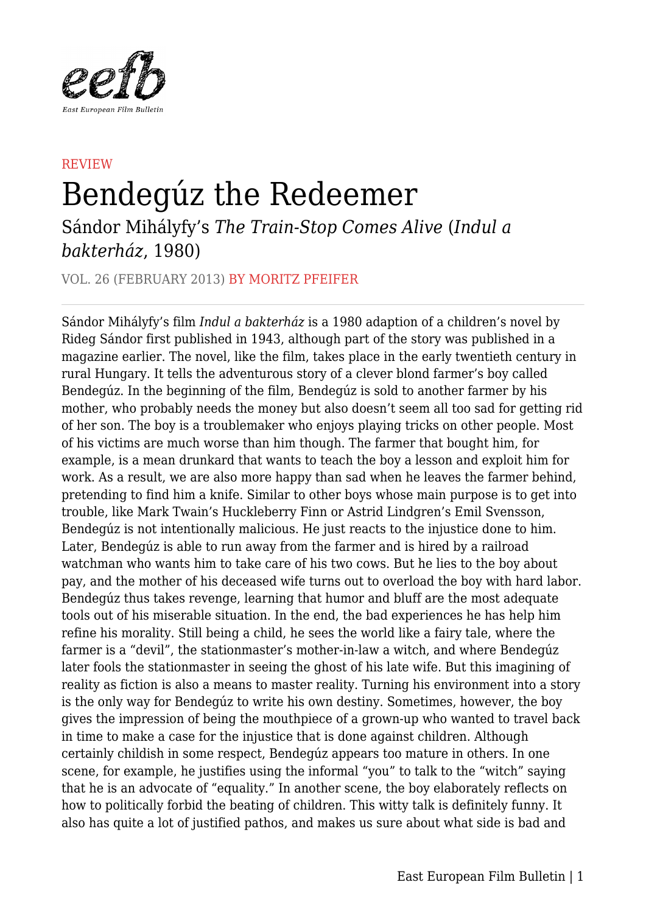REVIEW

# Bendegúz the Redeemer

## Sándor Mihályfy's *The Train-Stop Comes Alive* (*Indul a bakterház*, 1980)

VOL. 26 (FEBRUARY 2013) BY MORITZ PFEIFER

Sándor Mihályfy's film *Indul a bakterház* is a 1980 adaption of a children's novel by Rideg Sándor first published in 1943, although part of the story was published in a magazine earlier. The novel, like the film, takes place in the early twentieth century in rural Hungary. It tells the adventurous story of a clever blond farmer's boy called Bendegúz. In the beginning of the film, Bendegúz is sold to another farmer by his mother, who probably needs the money but also doesn't seem all too sad for getting rid of her son. The boy is a troublemaker who enjoys playing tricks on other people. Most of his victims are much worse than him though. The farmer that bought him, for example, is a mean drunkard that wants to teach the boy a lesson and exploit him for work. As a result, we are also more happy than sad when he leaves the farmer behind, pretending to find him a knife. Similar to other boys whose main purpose is to get into trouble, like Mark Twain's Huckleberry Finn or Astrid Lindgren's Emil Svensson, Bendegúz is not intentionally malicious. He just reacts to the injustice done to him. Later, Bendegúz is able to run away from the farmer and is hired by a railroad watchman who wants him to take care of his two cows. But he lies to the boy about pay, and the mother of his deceased wife turns out to overload the boy with hard labor. Bendegúz thus takes revenge, learning that humor and bluff are the most adequate tools out of his miserable situation. In the end, the bad experiences he has help him refine his morality. Still being a child, he sees the world like a fairy tale, where the farmer is a "devil", the stationmaster's mother-in-law a witch, and where Bendegúz later fools the stationmaster in seeing the ghost of his late wife. But this imagining of reality as fiction is also a means to master reality. Turning his environment into a story is the only way for Bendegúz to write his own destiny. Sometimes, however, the boy gives the impression of being the mouthpiece of a grown-up who wanted to travel back in time to make a case for the injustice that is done against children. Although certainly childish in some respect, Bendegúz appears too mature in others. In one scene, for example, he justifies using the informal "you" to talk to the "witch" saying that he is an advocate of "equality." In another scene, the boy elaborately reflects on how to politically forbid the beating of children. This witty talk is definitely funny. It also has quite a lot of justified pathos, and makes us sure about what side is bad and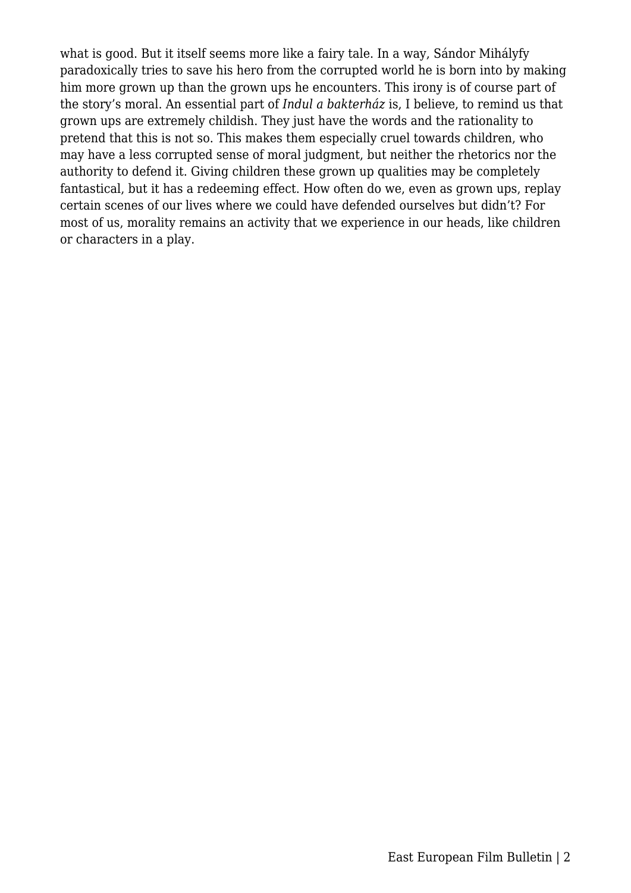what is good. But it itself seems more like a fairy tale. In a way, Sándor Mihályfy paradoxically tries to save his hero from the corrupted world he is born into by making him more grown up than the grown ups he encounters. This irony is of course part of the story's moral. An essential part of *Indul a bakterház* is, I believe, to remind us that grown ups are extremely childish. They just have the words and the rationality to pretend that this is not so. This makes them especially cruel towards children, who may have a less corrupted sense of moral judgment, but neither the rhetorics nor the authority to defend it. Giving children these grown up qualities may be completely fantastical, but it has a redeeming effect. How often do we, even as grown ups, replay certain scenes of our lives where we could have defended ourselves but didn't? For most of us, morality remains an activity that we experience in our heads, like children or characters in a play.